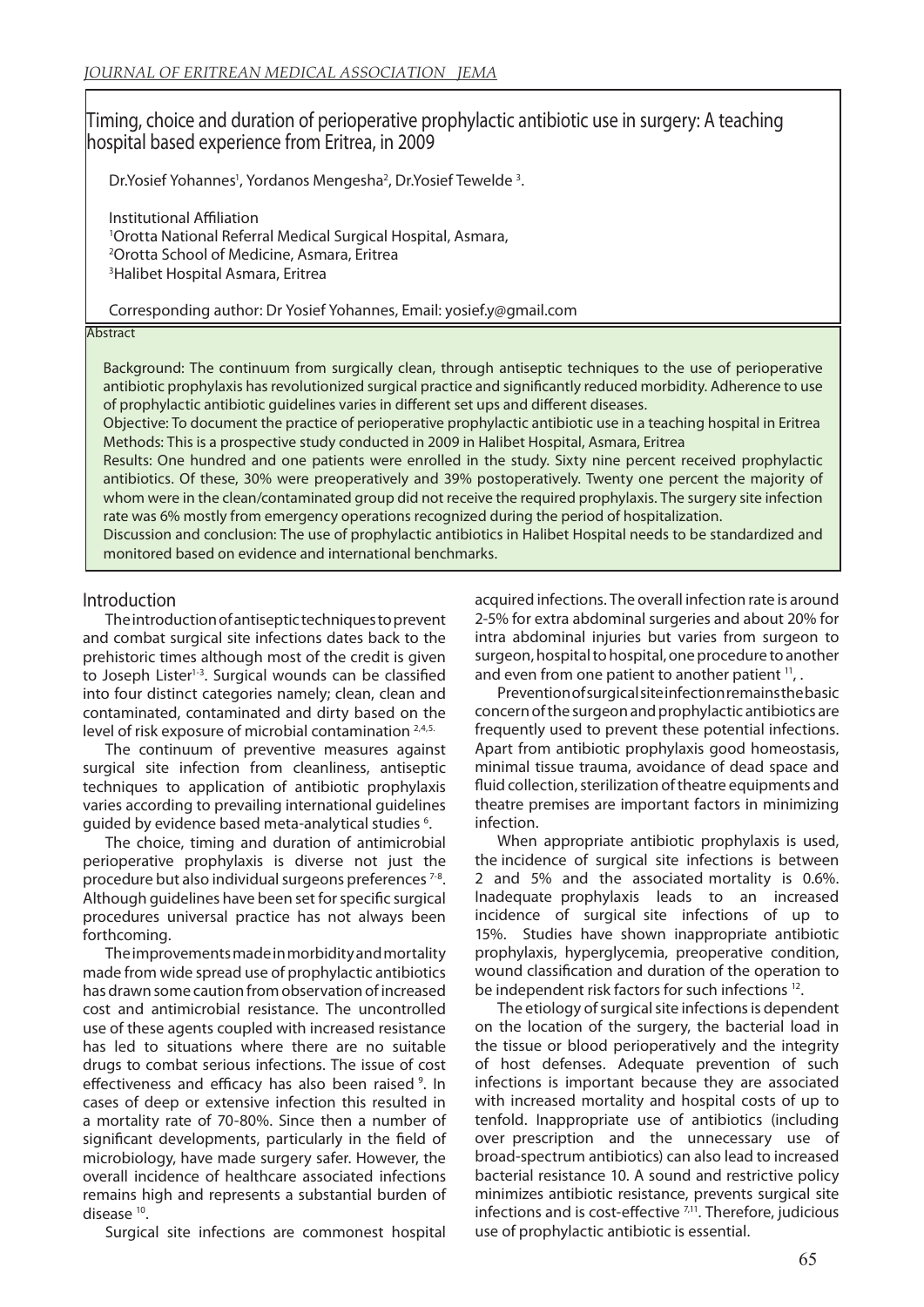# Timing, choice and duration of perioperative prophylactic antibiotic use in surgery: A teaching hospital based experience from Eritrea, in 2009

Dr.Yosief Yohannes[1], Yordanos Mengesha[2], Dr.Yosief Tewelde [3].

Institutional Affiliation
[1]Orotta National Referral Medical Surgical Hospital, Asmara,
[2]Orotta School of Medicine, Asmara, Eritrea
[3]Halibet Hospital Asmara, Eritrea

Corresponding author: Dr Yosief Yohannes, Email: yosief.y@gmail.com

## Abstract

Background: The continuum from surgically clean, through antiseptic techniques to the use of perioperative antibiotic prophylaxis has revolutionized surgical practice and significantly reduced morbidity. Adherence to use of prophylactic antibiotic guidelines varies in different set ups and different diseases.

Objective: To document the practice of perioperative prophylactic antibiotic use in a teaching hospital in Eritrea

Methods: This is a prospective study conducted in 2009 in Halibet Hospital, Asmara, Eritrea

Results: One hundred and one patients were enrolled in the study. Sixty nine percent received prophylactic antibiotics. Of these, 30% were preoperatively and 39% postoperatively. Twenty one percent the majority of whom were in the clean/contaminated group did not receive the required prophylaxis. The surgery site infection rate was 6% mostly from emergency operations recognized during the period of hospitalization.

Discussion and conclusion: The use of prophylactic antibiotics in Halibet Hospital needs to be standardized and monitored based on evidence and international benchmarks.

## Introduction

The introduction of antiseptic techniques to prevent and combat surgical site infections dates back to the prehistoric times although most of the credit is given to Joseph Lister[1-3]. Surgical wounds can be classified into four distinct categories namely; clean, clean and contaminated, contaminated and dirty based on the level of risk exposure of microbial contamination [2,4,5.]

The continuum of preventive measures against surgical site infection from cleanliness, antiseptic techniques to application of antibiotic prophylaxis varies according to prevailing international guidelines guided by evidence based meta-analytical studies [6].

The choice, timing and duration of antimicrobial perioperative prophylaxis is diverse not just the procedure but also individual surgeons preferences [7-8]. Although guidelines have been set for specific surgical procedures universal practice has not always been forthcoming.

The improvements made in morbidity and mortality made from wide spread use of prophylactic antibiotics has drawn some caution from observation of increased cost and antimicrobial resistance. The uncontrolled use of these agents coupled with increased resistance has led to situations where there are no suitable drugs to combat serious infections. The issue of cost effectiveness and efficacy has also been raised [9]. In cases of deep or extensive infection this resulted in a mortality rate of 70-80%. Since then a number of significant developments, particularly in the field of microbiology, have made surgery safer. However, the overall incidence of healthcare associated infections remains high and represents a substantial burden of disease [10].

Surgical site infections are commonest hospital acquired infections. The overall infection rate is around 2-5% for extra abdominal surgeries and about 20% for intra abdominal injuries but varies from surgeon to surgeon, hospital to hospital, one procedure to another and even from one patient to another patient [11], .

Prevention of surgical site infection remains the basic concern of the surgeon and prophylactic antibiotics are frequently used to prevent these potential infections. Apart from antibiotic prophylaxis good homeostasis, minimal tissue trauma, avoidance of dead space and fluid collection, sterilization of theatre equipments and theatre premises are important factors in minimizing infection.

When appropriate antibiotic prophylaxis is used, the incidence of surgical site infections is between 2 and 5% and the associated mortality is 0.6%. Inadequate prophylaxis leads to an increased incidence of surgical site infections of up to 15%. Studies have shown inappropriate antibiotic prophylaxis, hyperglycemia, preoperative condition, wound classification and duration of the operation to be independent risk factors for such infections [12].

The etiology of surgical site infections is dependent on the location of the surgery, the bacterial load in the tissue or blood perioperatively and the integrity of host defenses. Adequate prevention of such infections is important because they are associated with increased mortality and hospital costs of up to tenfold. Inappropriate use of antibiotics (including over prescription and the unnecessary use of broad-spectrum antibiotics) can also lead to increased bacterial resistance 10. A sound and restrictive policy minimizes antibiotic resistance, prevents surgical site infections and is cost-effective [7,11]. Therefore, judicious use of prophylactic antibiotic is essential.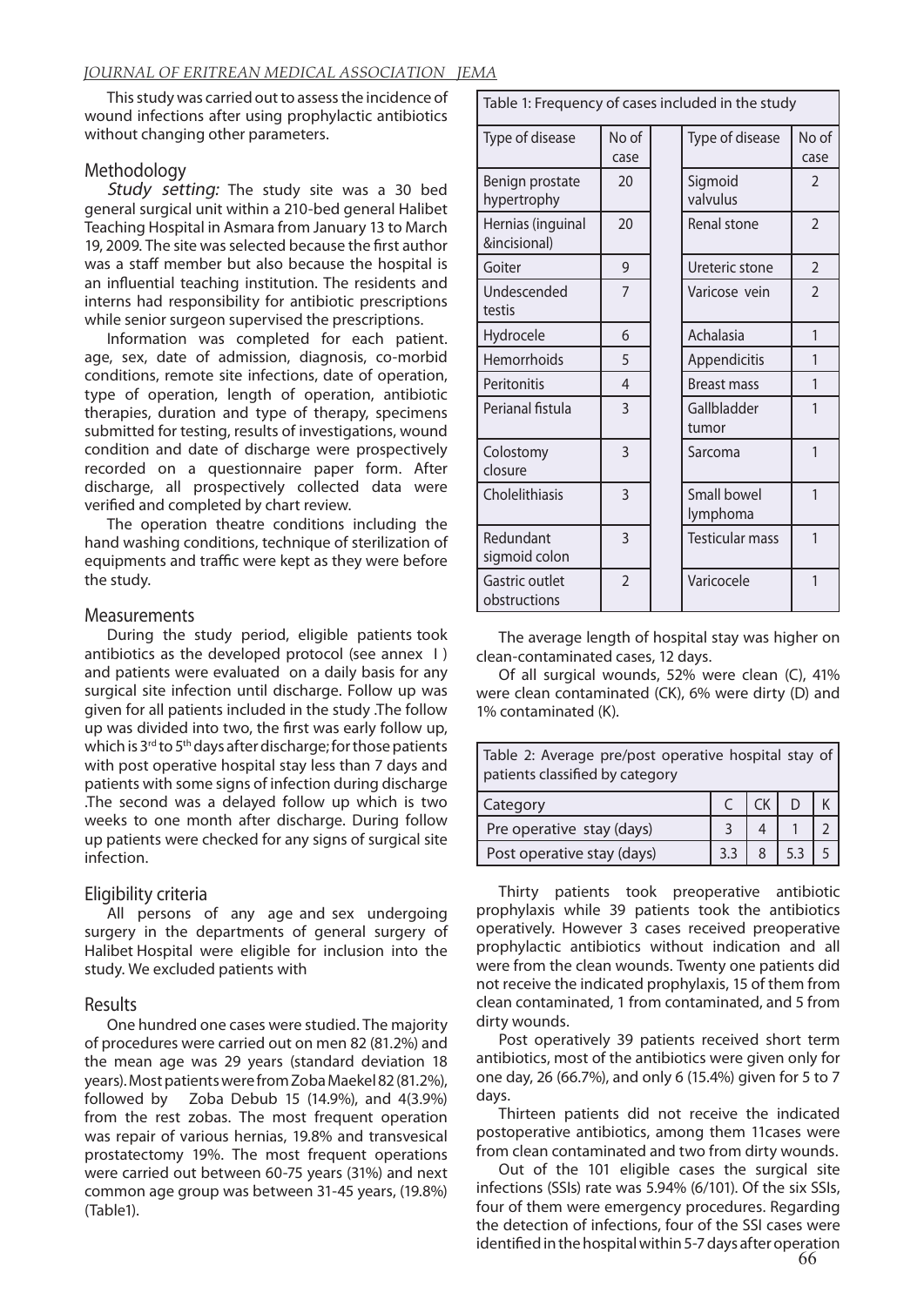This study was carried out to assess the incidence of wound infections after using prophylactic antibiotics without changing other parameters.

## Methodology

*Study setting:* The study site was a 30 bed general surgical unit within a 210-bed general Halibet Teaching Hospital in Asmara from January 13 to March 19, 2009. The site was selected because the first author was a staff member but also because the hospital is an influential teaching institution. The residents and interns had responsibility for antibiotic prescriptions while senior surgeon supervised the prescriptions.

Information was completed for each patient. age, sex, date of admission, diagnosis, co-morbid conditions, remote site infections, date of operation, type of operation, length of operation, antibiotic therapies, duration and type of therapy, specimens submitted for testing, results of investigations, wound condition and date of discharge were prospectively recorded on a questionnaire paper form. After discharge, all prospectively collected data were verified and completed by chart review.

The operation theatre conditions including the hand washing conditions, technique of sterilization of equipments and traffic were kept as they were before the study.

## Measurements

During the study period, eligible patients took antibiotics as the developed protocol (see annex I ) and patients were evaluated on a daily basis for any surgical site infection until discharge. Follow up was given for all patients included in the study .The follow up was divided into two, the first was early follow up, which is 3rd to 5th days after discharge; for those patients with post operative hospital stay less than 7 days and patients with some signs of infection during discharge .The second was a delayed follow up which is two weeks to one month after discharge. During follow up patients were checked for any signs of surgical site infection.

## Eligibility criteria

All persons of any age and sex undergoing surgery in the departments of general surgery of Halibet Hospital were eligible for inclusion into the study. We excluded patients with

## Results

One hundred one cases were studied. The majority of procedures were carried out on men 82 (81.2%) and the mean age was 29 years (standard deviation 18 years). Most patients were from Zoba Maekel 82 (81.2%), followed by Zoba Debub 15 (14.9%), and 4(3.9%) from the rest zobas. The most frequent operation was repair of various hernias, 19.8% and transvesical prostatectomy 19%. The most frequent operations were carried out between 60-75 years (31%) and next common age group was between 31-45 years, (19.8%) (Table1).

Table 1: Frequency of cases included in the study

| Type of disease | No of case | Type of disease | No of case |
|---|---|---|---|
| Benign prostate hypertrophy | 20 | Sigmoid valvulus | 2 |
| Hernias (inguinal &incisional) | 20 | Renal stone | 2 |
| Goiter | 9 | Ureteric stone | 2 |
| Undescended testis | 7 | Varicose vein | 2 |
| Hydrocele | 6 | Achalasia | 1 |
| Hemorrhoids | 5 | Appendicitis | 1 |
| Peritonitis | 4 | Breast mass | 1 |
| Perianal fistula | 3 | Gallbladder tumor | 1 |
| Colostomy closure | 3 | Sarcoma | 1 |
| Cholelithiasis | 3 | Small bowel lymphoma | 1 |
| Redundant sigmoid colon | 3 | Testicular mass | 1 |
| Gastric outlet obstructions | 2 | Varicocele | 1 |

The average length of hospital stay was higher on clean-contaminated cases, 12 days.

Of all surgical wounds, 52% were clean (C), 41% were clean contaminated (CK), 6% were dirty (D) and 1% contaminated (K).

Table 2: Average pre/post operative hospital stay of patients classified by category

| Category | C | CK | D | K |
|---|---|---|---|---|
| Pre operative stay (days) | 3 | 4 | 1 | 2 |
| Post operative stay (days) | 3.3 | 8 | 5.3 | 5 |

Thirty patients took preoperative antibiotic prophylaxis while 39 patients took the antibiotics operatively. However 3 cases received preoperative prophylactic antibiotics without indication and all were from the clean wounds. Twenty one patients did not receive the indicated prophylaxis, 15 of them from clean contaminated, 1 from contaminated, and 5 from dirty wounds.

Post operatively 39 patients received short term antibiotics, most of the antibiotics were given only for one day, 26 (66.7%), and only 6 (15.4%) given for 5 to 7 days.

Thirteen patients did not receive the indicated postoperative antibiotics, among them 11cases were from clean contaminated and two from dirty wounds.

Out of the 101 eligible cases the surgical site infections (SSIs) rate was 5.94% (6/101). Of the six SSIs, four of them were emergency procedures. Regarding the detection of infections, four of the SSI cases were identified in the hospital within 5-7 days after operation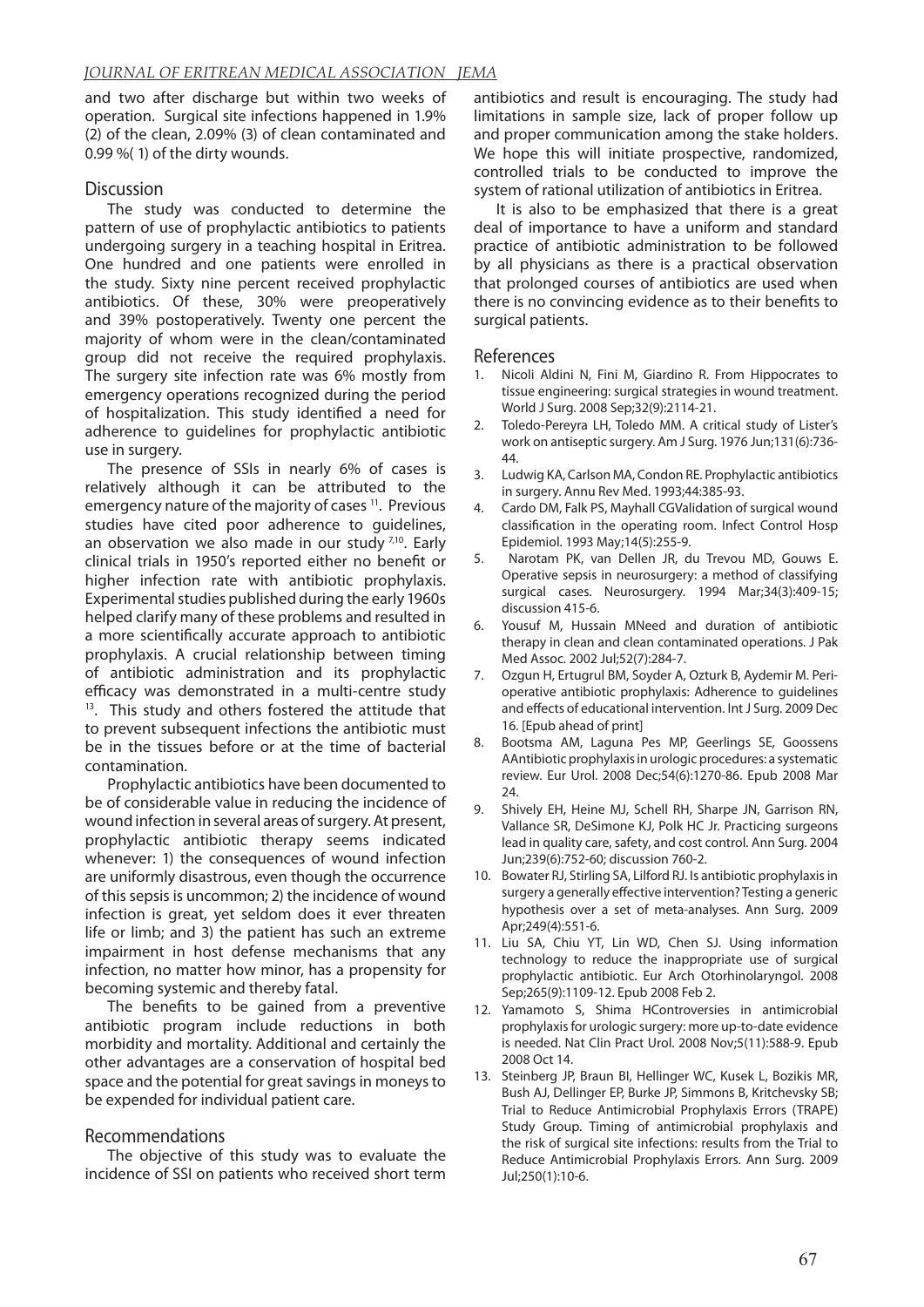and two after discharge but within two weeks of operation. Surgical site infections happened in 1.9% (2) of the clean, 2.09% (3) of clean contaminated and 0.99 %( 1) of the dirty wounds.

## Discussion

The study was conducted to determine the pattern of use of prophylactic antibiotics to patients undergoing surgery in a teaching hospital in Eritrea. One hundred and one patients were enrolled in the study. Sixty nine percent received prophylactic antibiotics. Of these, 30% were preoperatively and 39% postoperatively. Twenty one percent the majority of whom were in the clean/contaminated group did not receive the required prophylaxis. The surgery site infection rate was 6% mostly from emergency operations recognized during the period of hospitalization. This study identified a need for adherence to guidelines for prophylactic antibiotic use in surgery.

The presence of SSIs in nearly 6% of cases is relatively although it can be attributed to the emergency nature of the majority of cases [11]. Previous studies have cited poor adherence to guidelines, an observation we also made in our study [7,10]. Early clinical trials in 1950's reported either no benefit or higher infection rate with antibiotic prophylaxis. Experimental studies published during the early 1960s helped clarify many of these problems and resulted in a more scientifically accurate approach to antibiotic prophylaxis. A crucial relationship between timing of antibiotic administration and its prophylactic efficacy was demonstrated in a multi-centre study [13]. This study and others fostered the attitude that to prevent subsequent infections the antibiotic must be in the tissues before or at the time of bacterial contamination.

Prophylactic antibiotics have been documented to be of considerable value in reducing the incidence of wound infection in several areas of surgery. At present, prophylactic antibiotic therapy seems indicated whenever: 1) the consequences of wound infection are uniformly disastrous, even though the occurrence of this sepsis is uncommon; 2) the incidence of wound infection is great, yet seldom does it ever threaten life or limb; and 3) the patient has such an extreme impairment in host defense mechanisms that any infection, no matter how minor, has a propensity for becoming systemic and thereby fatal.

The benefits to be gained from a preventive antibiotic program include reductions in both morbidity and mortality. Additional and certainly the other advantages are a conservation of hospital bed space and the potential for great savings in moneys to be expended for individual patient care.

## Recommendations

The objective of this study was to evaluate the incidence of SSI on patients who received short term antibiotics and result is encouraging. The study had limitations in sample size, lack of proper follow up and proper communication among the stake holders. We hope this will initiate prospective, randomized, controlled trials to be conducted to improve the system of rational utilization of antibiotics in Eritrea.

It is also to be emphasized that there is a great deal of importance to have a uniform and standard practice of antibiotic administration to be followed by all physicians as there is a practical observation that prolonged courses of antibiotics are used when there is no convincing evidence as to their benefits to surgical patients.

## References

1. Nicoli Aldini N, Fini M, Giardino R. From Hippocrates to tissue engineering: surgical strategies in wound treatment. World J Surg. 2008 Sep;32(9):2114-21.
2. Toledo-Pereyra LH, Toledo MM. A critical study of Lister's work on antiseptic surgery. Am J Surg. 1976 Jun;131(6):736-44.
3. Ludwig KA, Carlson MA, Condon RE. Prophylactic antibiotics in surgery. Annu Rev Med. 1993;44:385-93.
4. Cardo DM, Falk PS, Mayhall CGValidation of surgical wound classification in the operating room. Infect Control Hosp Epidemiol. 1993 May;14(5):255-9.
5. Narotam PK, van Dellen JR, du Trevou MD, Gouws E. Operative sepsis in neurosurgery: a method of classifying surgical cases. Neurosurgery. 1994 Mar;34(3):409-15; discussion 415-6.
6. Yousuf M, Hussain MNeed and duration of antibiotic therapy in clean and clean contaminated operations. J Pak Med Assoc. 2002 Jul;52(7):284-7.
7. Ozgun H, Ertugrul BM, Soyder A, Ozturk B, Aydemir M. Peri-operative antibiotic prophylaxis: Adherence to guidelines and effects of educational intervention. Int J Surg. 2009 Dec 16. [Epub ahead of print]
8. Bootsma AM, Laguna Pes MP, Geerlings SE, Goossens AAntibiotic prophylaxis in urologic procedures: a systematic review. Eur Urol. 2008 Dec;54(6):1270-86. Epub 2008 Mar 24.
9. Shively EH, Heine MJ, Schell RH, Sharpe JN, Garrison RN, Vallance SR, DeSimone KJ, Polk HC Jr. Practicing surgeons lead in quality care, safety, and cost control. Ann Surg. 2004 Jun;239(6):752-60; discussion 760-2.
10. Bowater RJ, Stirling SA, Lilford RJ. Is antibiotic prophylaxis in surgery a generally effective intervention? Testing a generic hypothesis over a set of meta-analyses. Ann Surg. 2009 Apr;249(4):551-6.
11. Liu SA, Chiu YT, Lin WD, Chen SJ. Using information technology to reduce the inappropriate use of surgical prophylactic antibiotic. Eur Arch Otorhinolaryngol. 2008 Sep;265(9):1109-12. Epub 2008 Feb 2.
12. Yamamoto S, Shima HControversies in antimicrobial prophylaxis for urologic surgery: more up-to-date evidence is needed. Nat Clin Pract Urol. 2008 Nov;5(11):588-9. Epub 2008 Oct 14.
13. Steinberg JP, Braun BI, Hellinger WC, Kusek L, Bozikis MR, Bush AJ, Dellinger EP, Burke JP, Simmons B, Kritchevsky SB; Trial to Reduce Antimicrobial Prophylaxis Errors (TRAPE) Study Group. Timing of antimicrobial prophylaxis and the risk of surgical site infections: results from the Trial to Reduce Antimicrobial Prophylaxis Errors. Ann Surg. 2009 Jul;250(1):10-6.